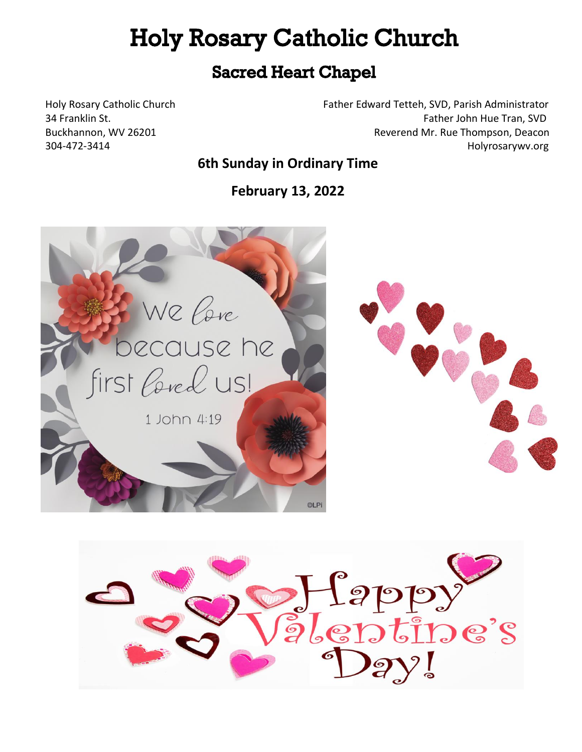# Holy Rosary Catholic Church

## Sacred Heart Chapel

Holy Rosary Catholic Church
34 Franklin St.
Buckhannon, WV 26201
304-472-3414

Father Edward Tetteh, SVD, Parish Administrator
Father John Hue Tran, SVD
Reverend Mr. Rue Thompson, Deacon
Holyrosarywv.org

**6th Sunday in Ordinary Time**

**February 13, 2022**

We love because he first loved us!

1 John 4:19

Happy Valentine's Day!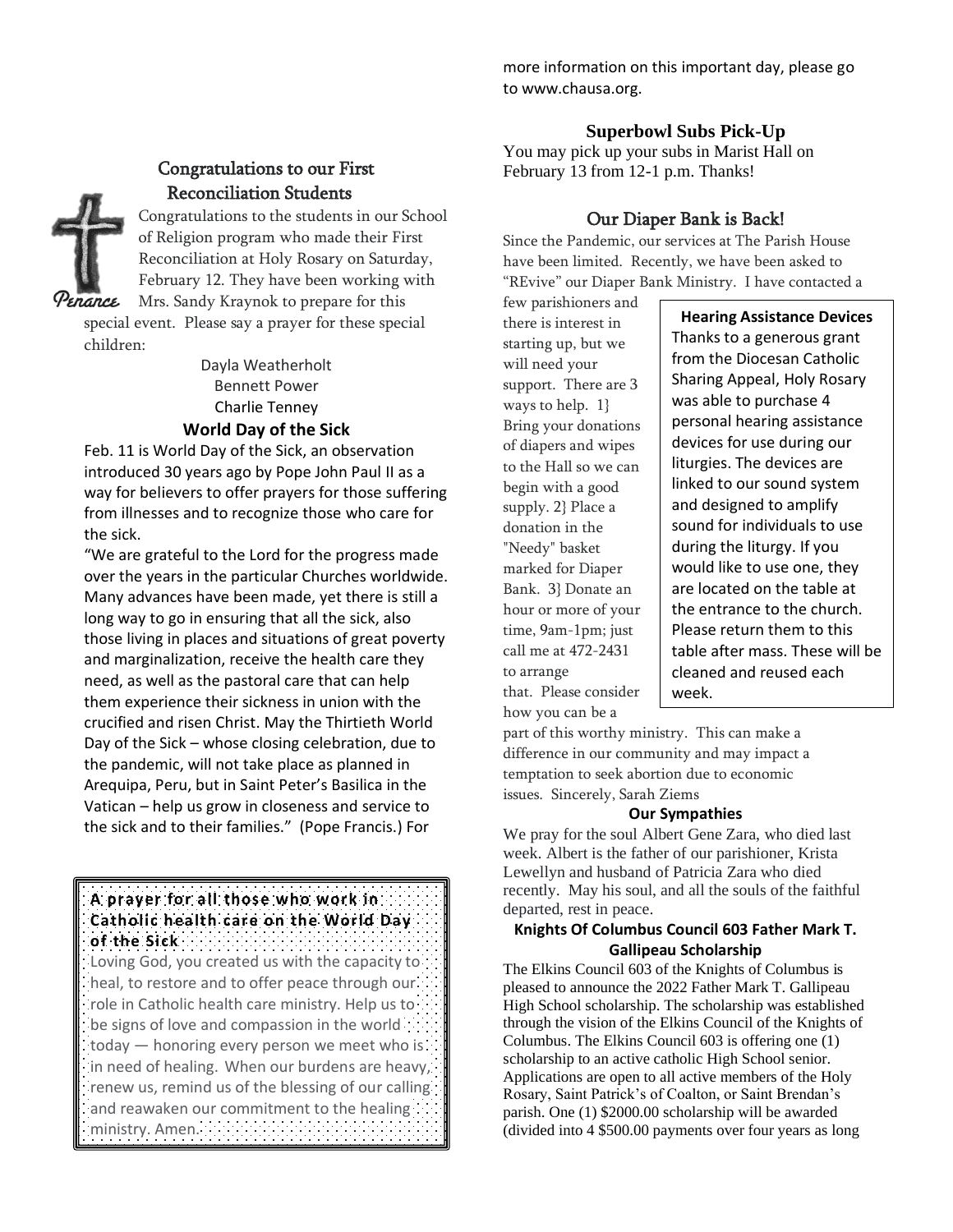## Congratulations to our First Reconciliation Students

Penance

Congratulations to the students in our School of Religion program who made their First Reconciliation at Holy Rosary on Saturday, February 12. They have been working with Mrs. Sandy Kraynok to prepare for this special event. Please say a prayer for these special children:

Dayla Weatherholt
Bennett Power
Charlie Tenney

## World Day of the Sick

Feb. 11 is World Day of the Sick, an observation introduced 30 years ago by Pope John Paul II as a way for believers to offer prayers for those suffering from illnesses and to recognize those who care for the sick.

"We are grateful to the Lord for the progress made over the years in the particular Churches worldwide. Many advances have been made, yet there is still a long way to go in ensuring that all the sick, also those living in places and situations of great poverty and marginalization, receive the health care they need, as well as the pastoral care that can help them experience their sickness in union with the crucified and risen Christ. May the Thirtieth World Day of the Sick – whose closing celebration, due to the pandemic, will not take place as planned in Arequipa, Peru, but in Saint Peter's Basilica in the Vatican – help us grow in closeness and service to the sick and to their families." (Pope Francis.) For more information on this important day, please go to www.chausa.org.

**A prayer for all those who work in Catholic health care on the World Day of the Sick**

Loving God, you created us with the capacity to heal, to restore and to offer peace through our role in Catholic health care ministry. Help us to be signs of love and compassion in the world today — honoring every person we meet who is in need of healing. When our burdens are heavy, renew us, remind us of the blessing of our calling and reawaken our commitment to the healing ministry. Amen.

## Superbowl Subs Pick-Up

You may pick up your subs in Marist Hall on February 13 from 12-1 p.m. Thanks!

## Our Diaper Bank is Back!

Since the Pandemic, our services at The Parish House have been limited. Recently, we have been asked to "REvive" our Diaper Bank Ministry. I have contacted a few parishioners and there is interest in starting up, but we will need your support. There are 3 ways to help. 1} Bring your donations of diapers and wipes to the Hall so we can begin with a good supply. 2} Place a donation in the "Needy" basket marked for Diaper Bank. 3} Donate an hour or more of your time, 9am-1pm; just call me at 472-2431 to arrange that. Please consider how you can be a part of this worthy ministry. This can make a difference in our community and may impact a temptation to seek abortion due to economic issues. Sincerely, Sarah Ziems

**Hearing Assistance Devices**

Thanks to a generous grant from the Diocesan Catholic Sharing Appeal, Holy Rosary was able to purchase 4 personal hearing assistance devices for use during our liturgies. The devices are linked to our sound system and designed to amplify sound for individuals to use during the liturgy. If you would like to use one, they are located on the table at the entrance to the church. Please return them to this table after mass. These will be cleaned and reused each week.

## Our Sympathies

We pray for the soul Albert Gene Zara, who died last week. Albert is the father of our parishioner, Krista Lewellyn and husband of Patricia Zara who died recently. May his soul, and all the souls of the faithful departed, rest in peace.

## Knights Of Columbus Council 603 Father Mark T. Gallipeau Scholarship

The Elkins Council 603 of the Knights of Columbus is pleased to announce the 2022 Father Mark T. Gallipeau High School scholarship. The scholarship was established through the vision of the Elkins Council of the Knights of Columbus. The Elkins Council 603 is offering one (1) scholarship to an active catholic High School senior. Applications are open to all active members of the Holy Rosary, Saint Patrick's of Coalton, or Saint Brendan's parish. One (1) $2000.00 scholarship will be awarded (divided into 4 $500.00 payments over four years as long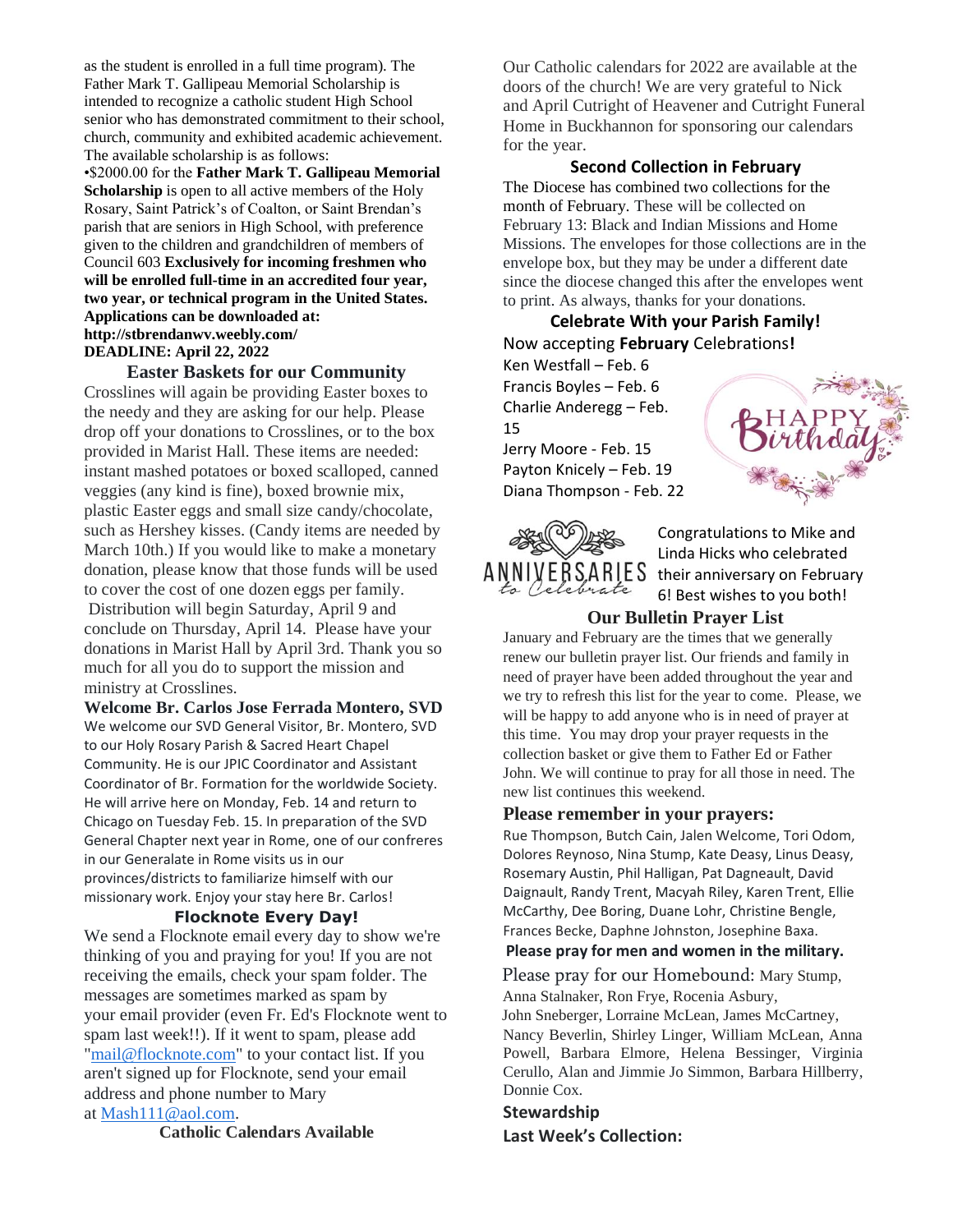as the student is enrolled in a full time program). The Father Mark T. Gallipeau Memorial Scholarship is intended to recognize a catholic student High School senior who has demonstrated commitment to their school, church, community and exhibited academic achievement. The available scholarship is as follows:

•$2000.00 for the **Father Mark T. Gallipeau Memorial Scholarship** is open to all active members of the Holy Rosary, Saint Patrick's of Coalton, or Saint Brendan's parish that are seniors in High School, with preference given to the children and grandchildren of members of Council 603 **Exclusively for incoming freshmen who will be enrolled full-time in an accredited four year, two year, or technical program in the United States. Applications can be downloaded at: http://stbrendanwv.weebly.com/**
**DEADLINE: April 22, 2022**

## Easter Baskets for our Community

Crosslines will again be providing Easter boxes to the needy and they are asking for our help. Please drop off your donations to Crosslines, or to the box provided in Marist Hall. These items are needed: instant mashed potatoes or boxed scalloped, canned veggies (any kind is fine), boxed brownie mix, plastic Easter eggs and small size candy/chocolate, such as Hershey kisses. (Candy items are needed by March 10th.) If you would like to make a monetary donation, please know that those funds will be used to cover the cost of one dozen eggs per family. Distribution will begin Saturday, April 9 and conclude on Thursday, April 14. Please have your donations in Marist Hall by April 3rd. Thank you so much for all you do to support the mission and ministry at Crosslines.

## Welcome Br. Carlos Jose Ferrada Montero, SVD

We welcome our SVD General Visitor, Br. Montero, SVD to our Holy Rosary Parish & Sacred Heart Chapel Community. He is our JPIC Coordinator and Assistant Coordinator of Br. Formation for the worldwide Society. He will arrive here on Monday, Feb. 14 and return to Chicago on Tuesday Feb. 15. In preparation of the SVD General Chapter next year in Rome, one of our confreres in our Generalate in Rome visits us in our provinces/districts to familiarize himself with our missionary work. Enjoy your stay here Br. Carlos!

## Flocknote Every Day!

We send a Flocknote email every day to show we're thinking of you and praying for you! If you are not receiving the emails, check your spam folder. The messages are sometimes marked as spam by your email provider (even Fr. Ed's Flocknote went to spam last week!!). If it went to spam, please add "mail@flocknote.com" to your contact list. If you aren't signed up for Flocknote, send your email address and phone number to Mary at Mash111@aol.com.

## Catholic Calendars Available

Our Catholic calendars for 2022 are available at the doors of the church! We are very grateful to Nick and April Cutright of Heavener and Cutright Funeral Home in Buckhannon for sponsoring our calendars for the year.

## Second Collection in February

The Diocese has combined two collections for the month of February. These will be collected on February 13: Black and Indian Missions and Home Missions. The envelopes for those collections are in the envelope box, but they may be under a different date since the diocese changed this after the envelopes went to print. As always, thanks for your donations.

## Celebrate With your Parish Family!

Now accepting **February** Celebrations**!**

Ken Westfall – Feb. 6
Francis Boyles – Feb. 6
Charlie Anderegg – Feb. 15
Jerry Moore - Feb. 15
Payton Knicely – Feb. 19
Diana Thompson - Feb. 22

Congratulations to Mike and Linda Hicks who celebrated their anniversary on February 6! Best wishes to you both!

## Our Bulletin Prayer List

January and February are the times that we generally renew our bulletin prayer list. Our friends and family in need of prayer have been added throughout the year and we try to refresh this list for the year to come. Please, we will be happy to add anyone who is in need of prayer at this time. You may drop your prayer requests in the collection basket or give them to Father Ed or Father John. We will continue to pray for all those in need. The new list continues this weekend.

## Please remember in your prayers:

Rue Thompson, Butch Cain, Jalen Welcome, Tori Odom, Dolores Reynoso, Nina Stump, Kate Deasy, Linus Deasy, Rosemary Austin, Phil Halligan, Pat Dagneault, David Daignault, Randy Trent, Macyah Riley, Karen Trent, Ellie McCarthy, Dee Boring, Duane Lohr, Christine Bengle, Frances Becke, Daphne Johnston, Josephine Baxa.

**Please pray for men and women in the military.**

Please pray for our Homebound: Mary Stump, Anna Stalnaker, Ron Frye, Rocenia Asbury, John Sneberger, Lorraine McLean, James McCartney, Nancy Beverlin, Shirley Linger, William McLean, Anna Powell, Barbara Elmore, Helena Bessinger, Virginia Cerullo, Alan and Jimmie Jo Simmon, Barbara Hillberry, Donnie Cox.

**Stewardship**

**Last Week's Collection:**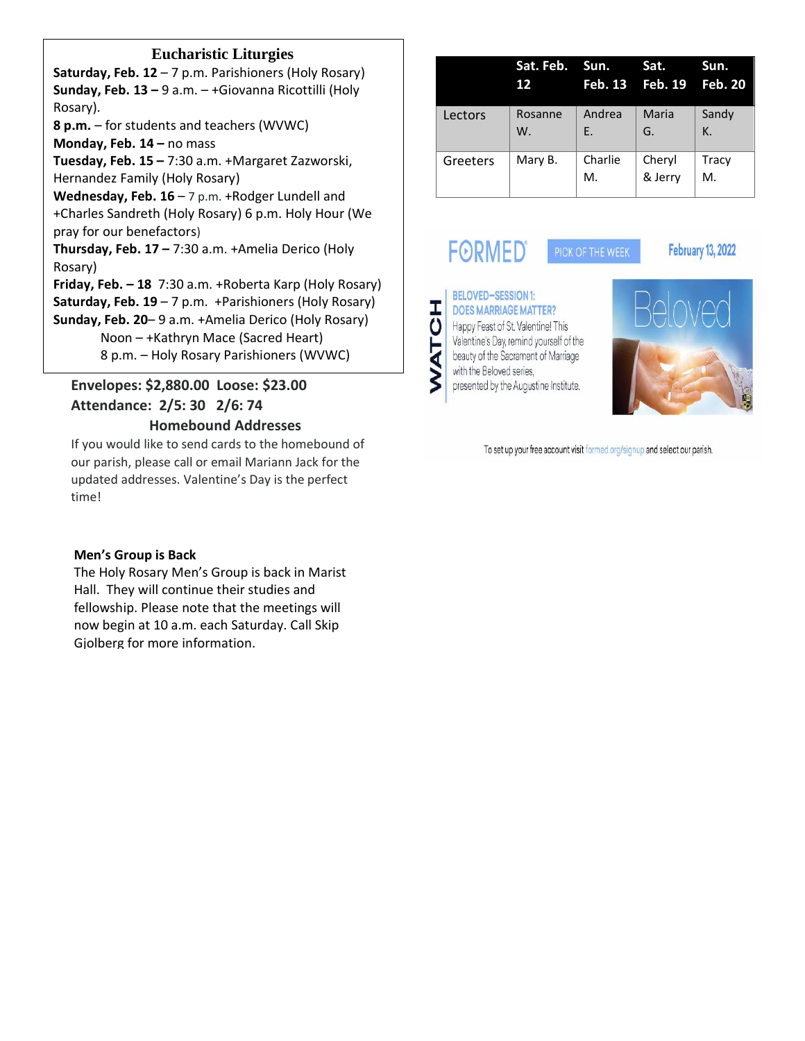## Eucharistic Liturgies

**Saturday, Feb. 12** – 7 p.m. Parishioners (Holy Rosary)
**Sunday, Feb. 13 –** 9 a.m. – +Giovanna Ricottilli (Holy Rosary).
**8 p.m.** – for students and teachers (WVWC)
**Monday, Feb. 14 –** no mass
**Tuesday, Feb. 15 –** 7:30 a.m. +Margaret Zazworski, Hernandez Family (Holy Rosary)
**Wednesday, Feb. 16** – 7 p.m. +Rodger Lundell and +Charles Sandreth (Holy Rosary) 6 p.m. Holy Hour (We pray for our benefactors)
**Thursday, Feb. 17 –** 7:30 a.m. +Amelia Derico (Holy Rosary)
**Friday, Feb. – 18** 7:30 a.m. +Roberta Karp (Holy Rosary)
**Saturday, Feb. 19** – 7 p.m. +Parishioners (Holy Rosary)
**Sunday, Feb. 20**– 9 a.m. +Amelia Derico (Holy Rosary)
Noon – +Kathryn Mace (Sacred Heart)
8 p.m. – Holy Rosary Parishioners (WVWC)

**Envelopes: $2,880.00 Loose: $23.00**
**Attendance: 2/5: 30 2/6: 74**

### Homebound Addresses

If you would like to send cards to the homebound of our parish, please call or email Mariann Jack for the updated addresses. Valentine's Day is the perfect time!

### Men's Group is Back

The Holy Rosary Men's Group is back in Marist Hall. They will continue their studies and fellowship. Please note that the meetings will now begin at 10 a.m. each Saturday. Call Skip Gjolberg for more information.

| | Sat. Feb. 12 | Sun. Feb. 13 | Sat. Feb. 19 | Sun. Feb. 20 |
|---|---|---|---|---|
| Lectors | Rosanne W. | Andrea E. | Maria G. | Sandy K. |
| Greeters | Mary B. | Charlie M. | Cheryl & Jerry | Tracy M. |

FORMED PICK OF THE WEEK February 13, 2022

WATCH

BELOVED–SESSION 1: DOES MARRIAGE MATTER?

Happy Feast of St. Valentine! This Valentine's Day, remind yourself of the beauty of the Sacrament of Marriage with the Beloved series, presented by the Augustine Institute.

To set up your free account visit formed.org/signup and select our parish.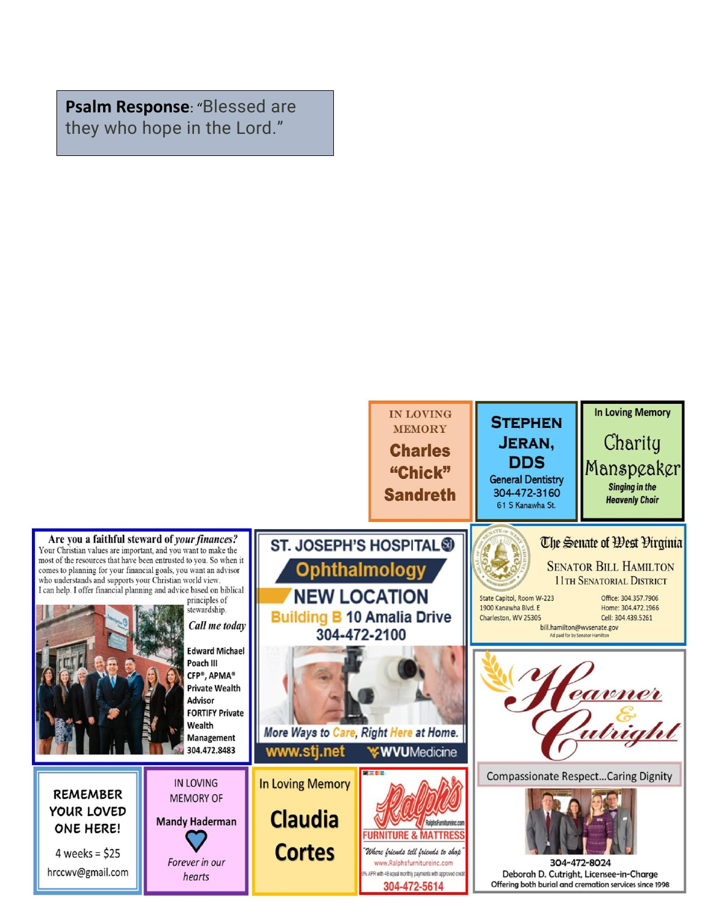**Psalm Response**: "Blessed are they who hope in the Lord."

IN LOVING MEMORY

**Charles "Chick" Sandreth**

**STEPHEN JERAN, DDS**

General Dentistry

304-472-3160

61 S Kanawha St.

In Loving Memory

Charity Manspeaker

*Singing in the Heavenly Choir*

**Are you a faithful steward of *your finances?***

Your Christian values are important, and you want to make the most of the resources that have been entrusted to you. So when it comes to planning for your financial goals, you want an advisor who understands and supports your Christian world view. I can help. I offer financial planning and advice based on biblical principles of stewardship.

*Call me today*

Edward Michael Poach III
CFP®, APMA®
Private Wealth Advisor
FORTIFY Private Wealth Management
304.472.8483

**ST. JOSEPH'S HOSPITAL**

**Ophthalmology**

**NEW LOCATION**

**Building B 10 Amalia Drive**

**304-472-2100**

*More Ways to Care, Right Here at Home.*

www.stj.net WVUMedicine

**The Senate of West Virginia**

SENATOR BILL HAMILTON
11TH SENATORIAL DISTRICT

State Capitol, Room W-223
1900 Kanawha Blvd. E
Charleston, WV 25305

Office: 304.357.7906
Home: 304.472.1966
Cell: 304.439.5261

bill.hamilton@wvsenate.gov

Ad paid for by Senator Hamilton

**Heavner & Cutright**

Compassionate Respect...Caring Dignity

304-472-8024

Deborah D. Cutright, Licensee-in-Charge

Offering both burial and cremation services since 1998

**REMEMBER YOUR LOVED ONE HERE!**

4 weeks = $25

hrccwv@gmail.com

IN LOVING MEMORY OF

**Mandy Haderman**

*Forever in our hearts*

In Loving Memory

**Claudia Cortes**

**Ralph's**

RalphsFurnitureinc.com

**FURNITURE & MATTRESS**

*"Where friends tell friends to shop"*

www.Ralphsfurnitureinc.com

0% APR with 48 equal monthly payments with approved credit

**304-472-5614**